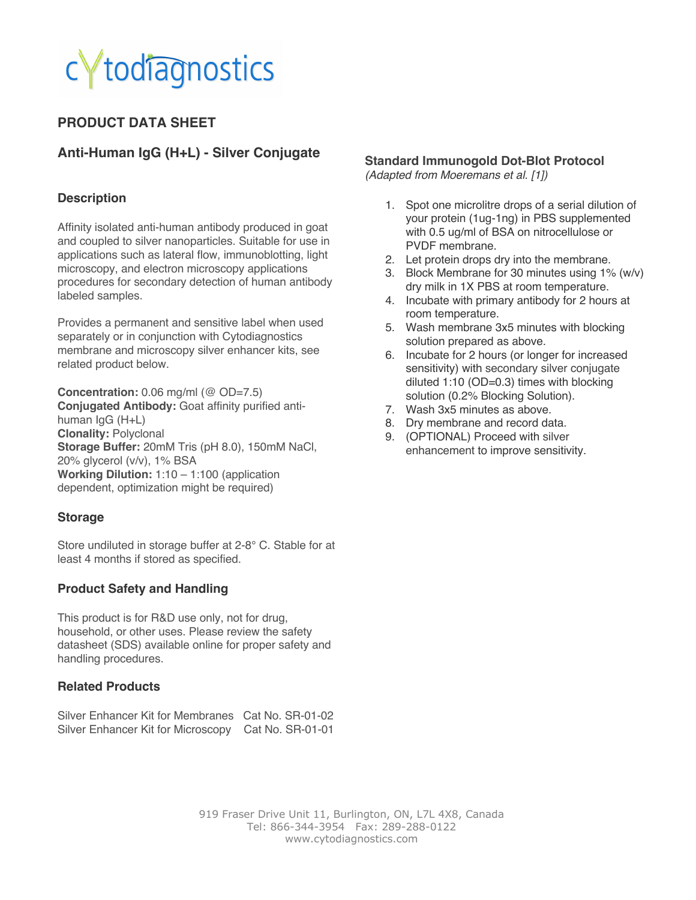cytodiagnostics

# PRODUCT DATA SHEET

## Anti-Human IgG (H+L) - Silver Conjugate

### Description

Affinity isolated anti-human antibody produced in goat and coupled to silver nanoparticles. Suitable for use in applications such as lateral flow, immunoblotting, light microscopy, and electron microscopy applications procedures for secondary detection of human antibody labeled samples.

Provides a permanent and sensitive label when used separately or in conjunction with Cytodiagnostics membrane and microscopy silver enhancer kits, see related product below.

**Concentration:** 0.06 mg/ml (@ OD=7.5)
**Conjugated Antibody:** Goat affinity purified anti-human IgG (H+L)
**Clonality:** Polyclonal
**Storage Buffer:** 20mM Tris (pH 8.0), 150mM NaCl, 20% glycerol (v/v), 1% BSA
**Working Dilution:** 1:10 – 1:100 (application dependent, optimization might be required)

### Storage

Store undiluted in storage buffer at 2-8° C. Stable for at least 4 months if stored as specified.

### Product Safety and Handling

This product is for R&D use only, not for drug, household, or other uses. Please review the safety datasheet (SDS) available online for proper safety and handling procedures.

### Related Products

| | |
|---|---|
| Silver Enhancer Kit for Membranes | Cat No. SR-01-02 |
| Silver Enhancer Kit for Microscopy | Cat No. SR-01-01 |

### Standard Immunogold Dot-Blot Protocol

*(Adapted from Moeremans et al. [1])*

1. Spot one microlitre drops of a serial dilution of your protein (1ug-1ng) in PBS supplemented with 0.5 ug/ml of BSA on nitrocellulose or PVDF membrane.
2. Let protein drops dry into the membrane.
3. Block Membrane for 30 minutes using 1% (w/v) dry milk in 1X PBS at room temperature.
4. Incubate with primary antibody for 2 hours at room temperature.
5. Wash membrane 3x5 minutes with blocking solution prepared as above.
6. Incubate for 2 hours (or longer for increased sensitivity) with secondary silver conjugate diluted 1:10 (OD=0.3) times with blocking solution (0.2% Blocking Solution).
7. Wash 3x5 minutes as above.
8. Dry membrane and record data.
9. (OPTIONAL) Proceed with silver enhancement to improve sensitivity.

919 Fraser Drive Unit 11, Burlington, ON, L7L 4X8, Canada
Tel: 866-344-3954 Fax: 289-288-0122
www.cytodiagnostics.com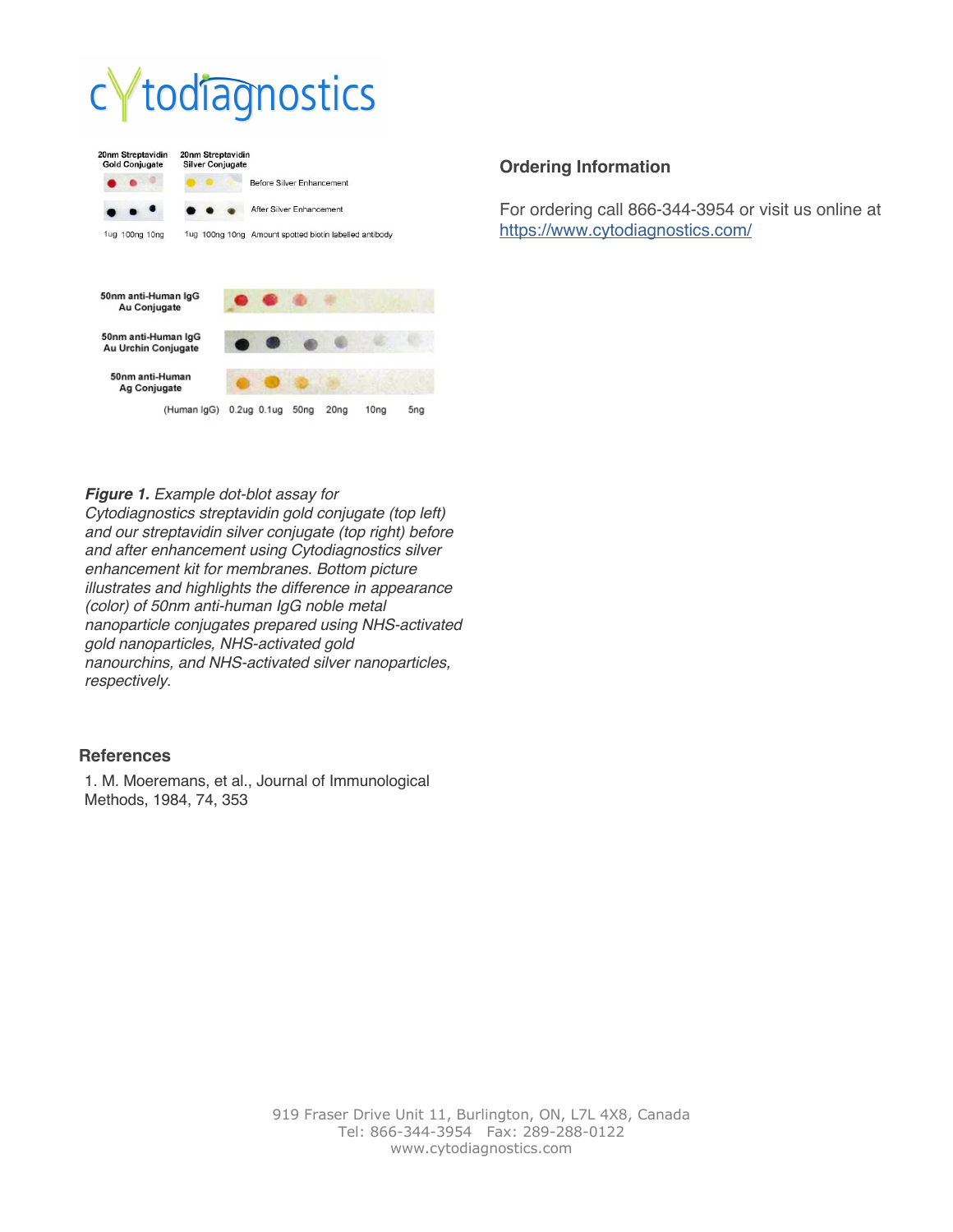20nm Streptavidin Gold Conjugate

20nm Streptavidin Silver Conjugate

Before Silver Enhancement

After Silver Enhancement

1ug 100ng 10ng

1ug 100ng 10ng Amount spotted biotin labelled antibody

50nm anti-Human IgG Au Conjugate

50nm anti-Human IgG Au Urchin Conjugate

50nm anti-Human Ag Conjugate

(Human IgG) 0.2ug 0.1ug 50ng 20ng 10ng 5ng

***Figure 1.*** *Example dot-blot assay for Cytodiagnostics streptavidin gold conjugate (top left) and our streptavidin silver conjugate (top right) before and after enhancement using Cytodiagnostics silver enhancement kit for membranes. Bottom picture illustrates and highlights the difference in appearance (color) of 50nm anti-human IgG noble metal nanoparticle conjugates prepared using NHS-activated gold nanoparticles, NHS-activated gold nanourchins, and NHS-activated silver nanoparticles, respectively.*

## References

1. M. Moeremans, et al., Journal of Immunological Methods, 1984, 74, 353

## Ordering Information

For ordering call 866-344-3954 or visit us online at https://www.cytodiagnostics.com/

919 Fraser Drive Unit 11, Burlington, ON, L7L 4X8, Canada
Tel: 866-344-3954 Fax: 289-288-0122
www.cytodiagnostics.com